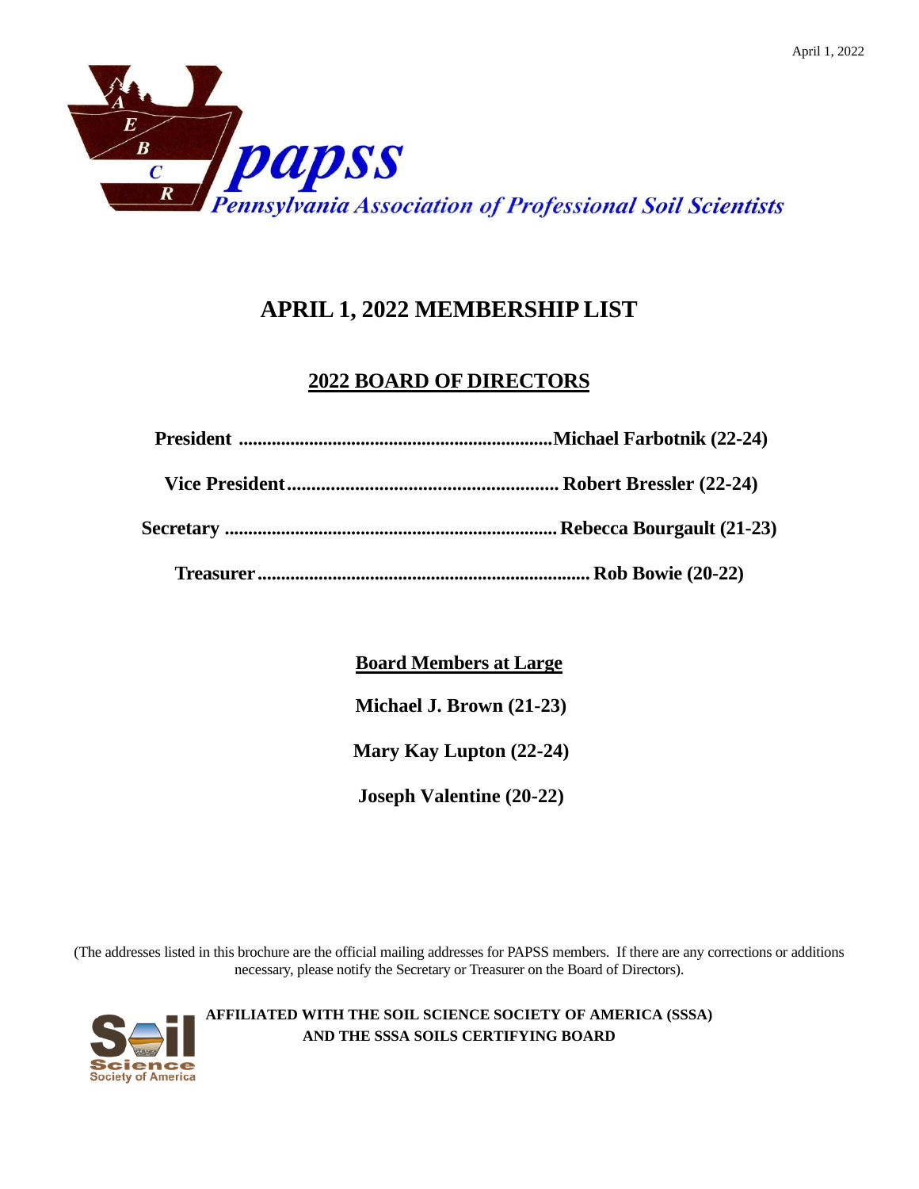April 1, 2022

papss

Pennsylvania Association of Professional Soil Scientists

# APRIL 1, 2022 MEMBERSHIP LIST

## 2022 BOARD OF DIRECTORS

**President ..................................................................Michael Farbotnik (22-24)**

**Vice President........................................................ Robert Bressler (22-24)**

**Secretary ...................................................................... Rebecca Bourgault (21-23)**

**Treasurer...................................................................... Rob Bowie (20-22)**

### Board Members at Large

**Michael J. Brown (21-23)**

**Mary Kay Lupton (22-24)**

**Joseph Valentine (20-22)**

(The addresses listed in this brochure are the official mailing addresses for PAPSS members. If there are any corrections or additions necessary, please notify the Secretary or Treasurer on the Board of Directors).

**AFFILIATED WITH THE SOIL SCIENCE SOCIETY OF AMERICA (SSSA) AND THE SSSA SOILS CERTIFYING BOARD**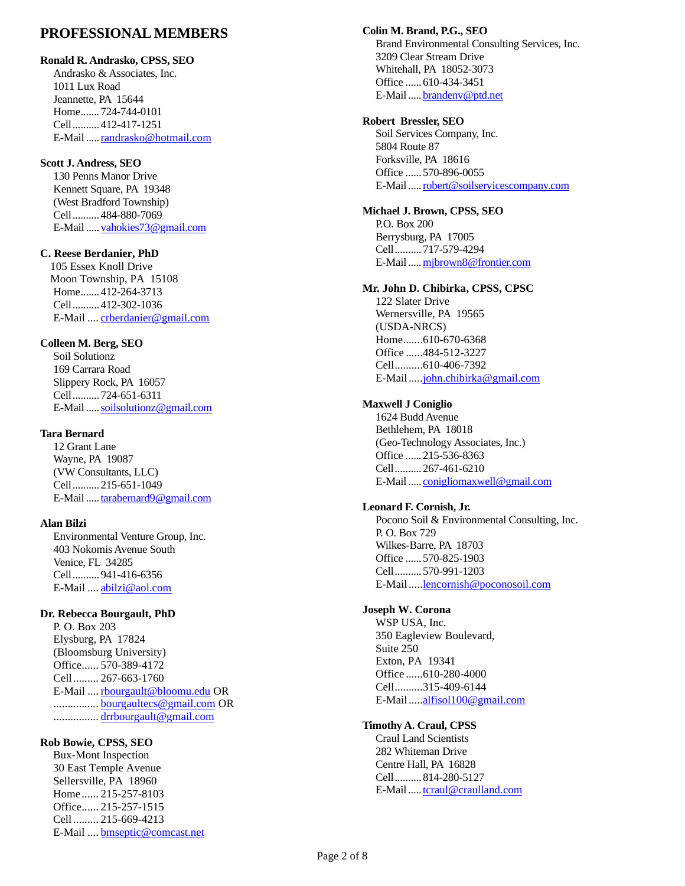# PROFESSIONAL MEMBERS

**Ronald R. Andrasko, CPSS, SEO**
Andrasko & Associates, Inc.
1011 Lux Road
Jeannette, PA 15644
Home....... 724-744-0101
Cell.......... 412-417-1251
E-Mail ..... randrasko@hotmail.com

**Scott J. Andress, SEO**
130 Penns Manor Drive
Kennett Square, PA 19348
(West Bradford Township)
Cell.......... 484-880-7069
E-Mail ..... vahokies73@gmail.com

**C. Reese Berdanier, PhD**
105 Essex Knoll Drive
Moon Township, PA 15108
Home....... 412-264-3713
Cell.......... 412-302-1036
E-Mail .... crberdanier@gmail.com

**Colleen M. Berg, SEO**
Soil Solutionz
169 Carrara Road
Slippery Rock, PA 16057
Cell.......... 724-651-6311
E-Mail ..... soilsolutionz@gmail.com

**Tara Bernard**
12 Grant Lane
Wayne, PA 19087
(VW Consultants, LLC)
Cell.......... 215-651-1049
E-Mail ..... tarabernard9@gmail.com

**Alan Bilzi**
Environmental Venture Group, Inc.
403 Nokomis Avenue South
Venice, FL 34285
Cell.......... 941-416-6356
E-Mail .... abilzi@aol.com

**Dr. Rebecca Bourgault, PhD**
P. O. Box 203
Elysburg, PA 17824
(Bloomsburg University)
Office...... 570-389-4172
Cell......... 267-663-1760
E-Mail .... rbourgault@bloomu.edu OR
................ bourgaultecs@gmail.com OR
................ drrbourgault@gmail.com

**Rob Bowie, CPSS, SEO**
Bux-Mont Inspection
30 East Temple Avenue
Sellersville, PA 18960
Home ...... 215-257-8103
Office...... 215-257-1515
Cell ......... 215-669-4213
E-Mail .... bmseptic@comcast.net

**Colin M. Brand, P.G., SEO**
Brand Environmental Consulting Services, Inc.
3209 Clear Stream Drive
Whitehall, PA 18052-3073
Office ...... 610-434-3451
E-Mail ..... brandenv@ptd.net

**Robert Bressler, SEO**
Soil Services Company, Inc.
5804 Route 87
Forksville, PA 18616
Office ...... 570-896-0055
E-Mail ..... robert@soilservicescompany.com

**Michael J. Brown, CPSS, SEO**
P.O. Box 200
Berrysburg, PA 17005
Cell.......... 717-579-4294
E-Mail ..... mjbrown8@frontier.com

**Mr. John D. Chibirka, CPSS, CPSC**
122 Slater Drive
Wernersville, PA 19565
(USDA-NRCS)
Home.......610-670-6368
Office ......484-512-3227
Cell..........610-406-7392
E-Mail .....john.chibirka@gmail.com

**Maxwell J Coniglio**
1624 Budd Avenue
Bethlehem, PA 18018
(Geo-Technology Associates, Inc.)
Office ...... 215-536-8363
Cell.......... 267-461-6210
E-Mail ..... conigliomaxwell@gmail.com

**Leonard F. Cornish, Jr.**
Pocono Soil & Environmental Consulting, Inc.
P. O. Box 729
Wilkes-Barre, PA 18703
Office ...... 570-825-1903
Cell.......... 570-991-1203
E-Mail .....lencornish@poconosoil.com

**Joseph W. Corona**
WSP USA, Inc.
350 Eagleview Boulevard,
Suite 250
Exton, PA 19341
Office ......610-280-4000
Cell..........315-409-6144
E-Mail .....alfisol100@gmail.com

**Timothy A. Craul, CPSS**
Craul Land Scientists
282 Whiteman Drive
Centre Hall, PA 16828
Cell.......... 814-280-5127
E-Mail ..... tcraul@craulland.com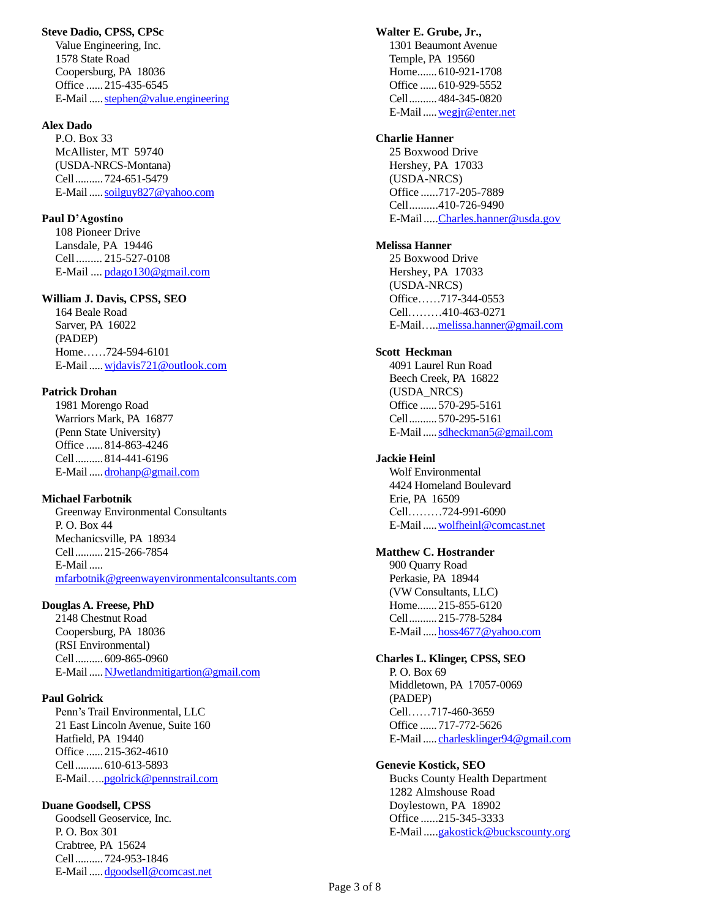**Steve Dadio, CPSS, CPSc**
Value Engineering, Inc.
1578 State Road
Coopersburg, PA 18036
Office ...... 215-435-6545
E-Mail ..... stephen@value.engineering

**Alex Dado**
P.O. Box 33
McAllister, MT 59740
(USDA-NRCS-Montana)
Cell .......... 724-651-5479
E-Mail ..... soilguy827@yahoo.com

**Paul D'Agostino**
108 Pioneer Drive
Lansdale, PA 19446
Cell ......... 215-527-0108
E-Mail .... pdago130@gmail.com

**William J. Davis, CPSS, SEO**
164 Beale Road
Sarver, PA 16022
(PADEP)
Home…… 724-594-6101
E-Mail ..... wjdavis721@outlook.com

**Patrick Drohan**
1981 Morengo Road
Warriors Mark, PA 16877
(Penn State University)
Office ...... 814-863-4246
Cell .......... 814-441-6196
E-Mail ..... drohanp@gmail.com

**Michael Farbotnik**
Greenway Environmental Consultants
P. O. Box 44
Mechanicsville, PA 18934
Cell .......... 215-266-7854
E-Mail .....
mfarbotnik@greenwayenvironmentalconsultants.com

**Douglas A. Freese, PhD**
2148 Chestnut Road
Coopersburg, PA 18036
(RSI Environmental)
Cell .......... 609-865-0960
E-Mail ..... NJwetlandmitigartion@gmail.com

**Paul Golrick**
Penn's Trail Environmental, LLC
21 East Lincoln Avenue, Suite 160
Hatfield, PA 19440
Office ...... 215-362-4610
Cell .......... 610-613-5893
E-Mail….. pgolrick@pennstrail.com

**Duane Goodsell, CPSS**
Goodsell Geoservice, Inc.
P. O. Box 301
Crabtree, PA 15624
Cell .......... 724-953-1846
E-Mail ..... dgoodsell@comcast.net

**Walter E. Grube, Jr.,**
1301 Beaumont Avenue
Temple, PA 19560
Home....... 610-921-1708
Office ...... 610-929-5552
Cell .......... 484-345-0820
E-Mail ..... wegjr@enter.net

**Charlie Hanner**
25 Boxwood Drive
Hershey, PA 17033
(USDA-NRCS)
Office ...... 717-205-7889
Cell .......... 410-726-9490
E-Mail ..... Charles.hanner@usda.gov

**Melissa Hanner**
25 Boxwood Drive
Hershey, PA 17033
(USDA-NRCS)
Office…… 717-344-0553
Cell……… 410-463-0271
E-Mail….. melissa.hanner@gmail.com

**Scott Heckman**
4091 Laurel Run Road
Beech Creek, PA 16822
(USDA_NRCS)
Office ...... 570-295-5161
Cell .......... 570-295-5161
E-Mail ..... sdheckman5@gmail.com

**Jackie Heinl**
Wolf Environmental
4424 Homeland Boulevard
Erie, PA 16509
Cell……… 724-991-6090
E-Mail ..... wolfheinl@comcast.net

**Matthew C. Hostrander**
900 Quarry Road
Perkasie, PA 18944
(VW Consultants, LLC)
Home....... 215-855-6120
Cell .......... 215-778-5284
E-Mail ..... hoss4677@yahoo.com

**Charles L. Klinger, CPSS, SEO**
P. O. Box 69
Middletown, PA 17057-0069
(PADEP)
Cell…… 717-460-3659
Office ...... 717-772-5626
E-Mail ..... charlesklinger94@gmail.com

**Genevie Kostick, SEO**
Bucks County Health Department
1282 Almshouse Road
Doylestown, PA 18902
Office ...... 215-345-3333
E-Mail ..... gakostick@buckscounty.org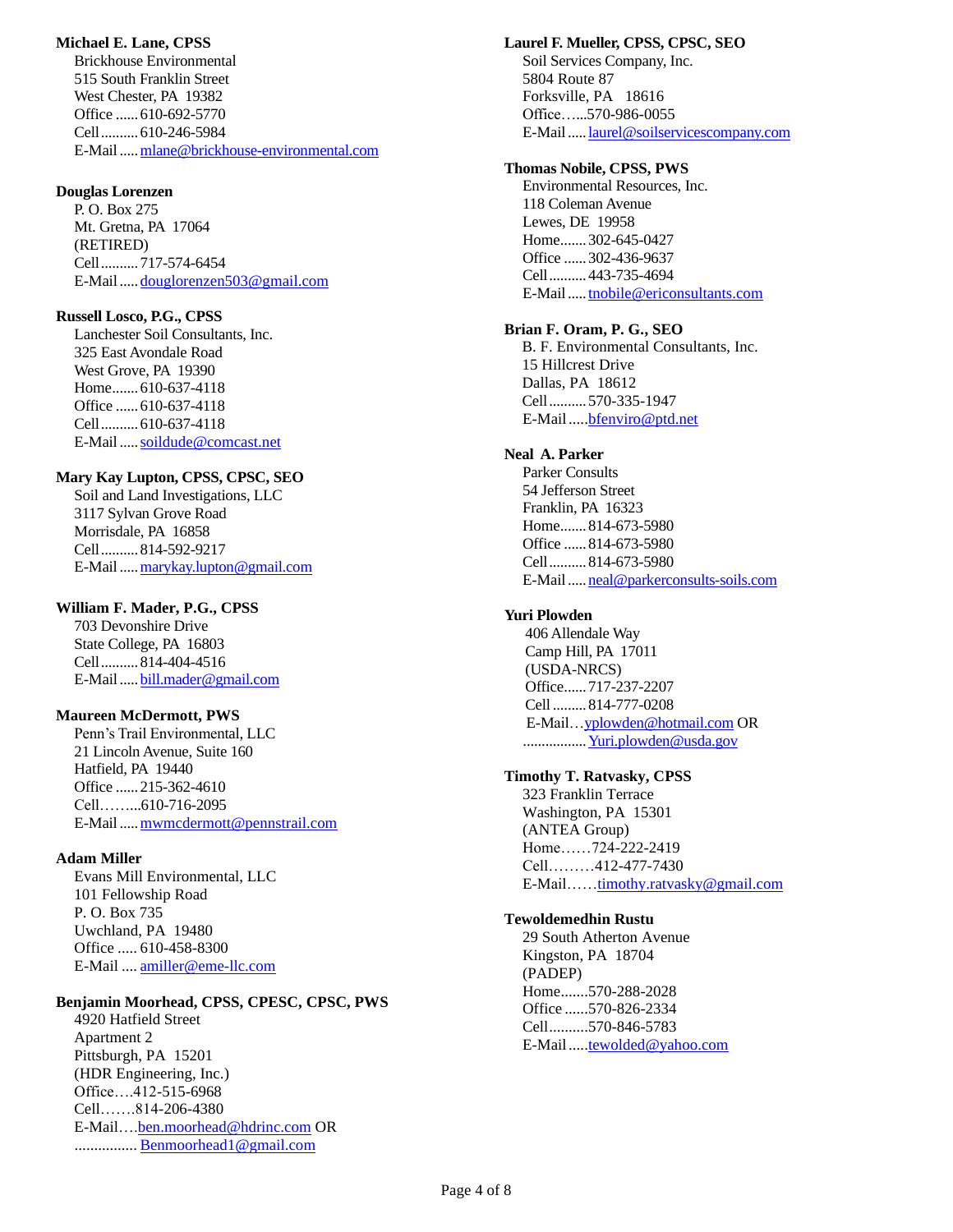**Michael E. Lane, CPSS**
Brickhouse Environmental
515 South Franklin Street
West Chester, PA 19382
Office ...... 610-692-5770
Cell .......... 610-246-5984
E-Mail ..... mlane@brickhouse-environmental.com

**Douglas Lorenzen**
P. O. Box 275
Mt. Gretna, PA 17064
(RETIRED)
Cell .......... 717-574-6454
E-Mail ..... douglorenzen503@gmail.com

**Russell Losco, P.G., CPSS**
Lanchester Soil Consultants, Inc.
325 East Avondale Road
West Grove, PA 19390
Home....... 610-637-4118
Office ...... 610-637-4118
Cell .......... 610-637-4118
E-Mail ..... soildude@comcast.net

**Mary Kay Lupton, CPSS, CPSC, SEO**
Soil and Land Investigations, LLC
3117 Sylvan Grove Road
Morrisdale, PA 16858
Cell .......... 814-592-9217
E-Mail ..... marykay.lupton@gmail.com

**William F. Mader, P.G., CPSS**
703 Devonshire Drive
State College, PA 16803
Cell .......... 814-404-4516
E-Mail ..... bill.mader@gmail.com

**Maureen McDermott, PWS**
Penn's Trail Environmental, LLC
21 Lincoln Avenue, Suite 160
Hatfield, PA 19440
Office ...... 215-362-4610
Cell……...610-716-2095
E-Mail ..... mwmcdermott@pennstrail.com

**Adam Miller**
Evans Mill Environmental, LLC
101 Fellowship Road
P. O. Box 735
Uwchland, PA 19480
Office ..... 610-458-8300
E-Mail .... amiller@eme-llc.com

**Benjamin Moorhead, CPSS, CPESC, CPSC, PWS**
4920 Hatfield Street
Apartment 2
Pittsburgh, PA 15201
(HDR Engineering, Inc.)
Office….412-515-6968
Cell…….814-206-4380
E-Mail….ben.moorhead@hdrinc.com OR
................ Benmoorhead1@gmail.com

**Laurel F. Mueller, CPSS, CPSC, SEO**
Soil Services Company, Inc.
5804 Route 87
Forksville, PA 18616
Office…...570-986-0055
E-Mail ..... laurel@soilservicescompany.com

**Thomas Nobile, CPSS, PWS**
Environmental Resources, Inc.
118 Coleman Avenue
Lewes, DE 19958
Home....... 302-645-0427
Office ...... 302-436-9637
Cell .......... 443-735-4694
E-Mail ..... tnobile@ericonsultants.com

**Brian F. Oram, P. G., SEO**
B. F. Environmental Consultants, Inc.
15 Hillcrest Drive
Dallas, PA 18612
Cell .......... 570-335-1947
E-Mail .....bfenviro@ptd.net

**Neal A. Parker**
Parker Consults
54 Jefferson Street
Franklin, PA 16323
Home....... 814-673-5980
Office ...... 814-673-5980
Cell .......... 814-673-5980
E-Mail ..... neal@parkerconsults-soils.com

**Yuri Plowden**
406 Allendale Way
Camp Hill, PA 17011
(USDA-NRCS)
Office...... 717-237-2207
Cell ......... 814-777-0208
E-Mail…yplowden@hotmail.com OR
................. Yuri.plowden@usda.gov

**Timothy T. Ratvasky, CPSS**
323 Franklin Terrace
Washington, PA 15301
(ANTEA Group)
Home……724-222-2419
Cell………412-477-7430
E-Mail……timothy.ratvasky@gmail.com

**Tewoldemedhin Rustu**
29 South Atherton Avenue
Kingston, PA 18704
(PADEP)
Home.......570-288-2028
Office ......570-826-2334
Cell..........570-846-5783
E-Mail .....tewolded@yahoo.com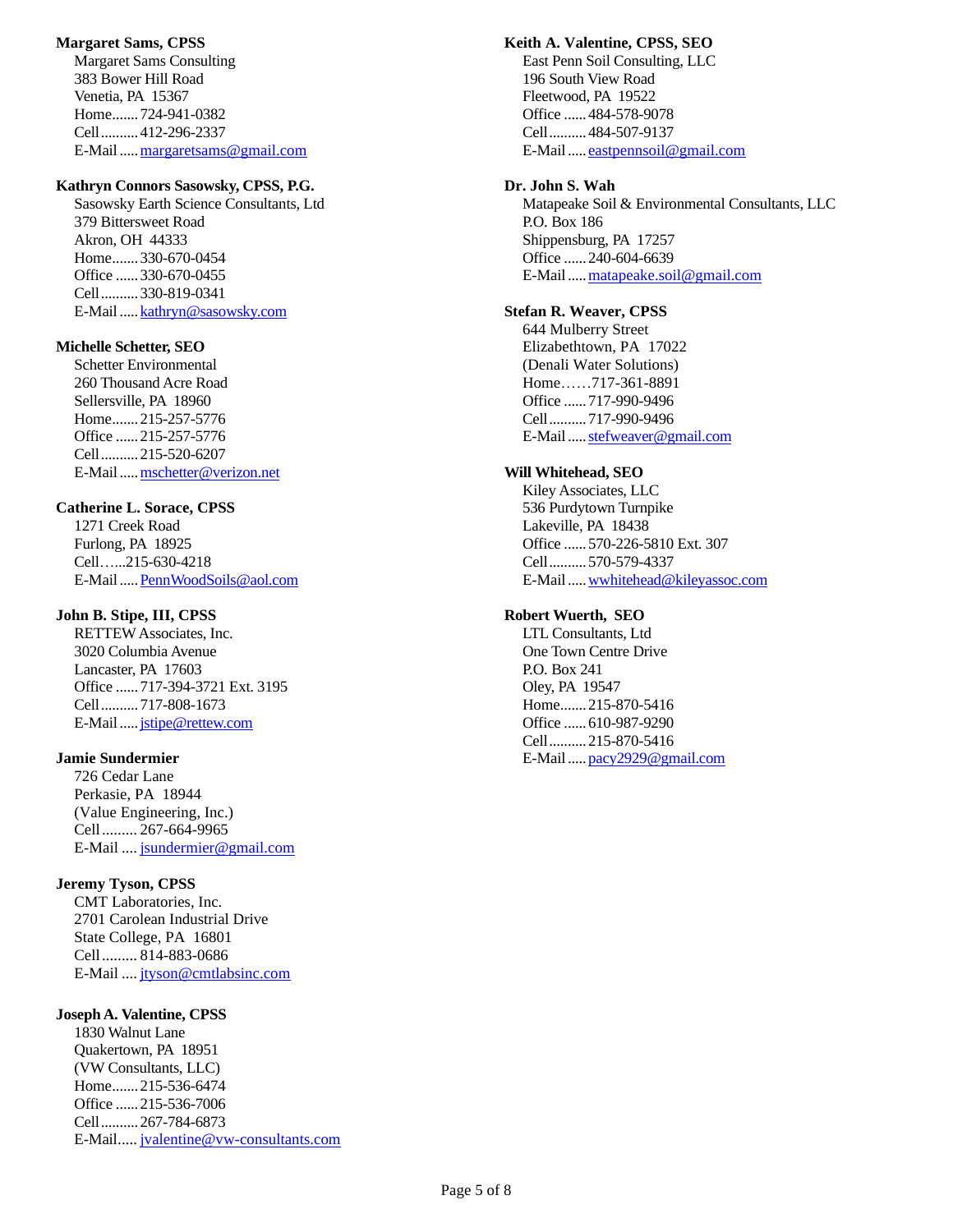**Margaret Sams, CPSS**
Margaret Sams Consulting
383 Bower Hill Road
Venetia, PA 15367
Home....... 724-941-0382
Cell.......... 412-296-2337
E-Mail ..... margaretsams@gmail.com

**Kathryn Connors Sasowsky, CPSS, P.G.**
Sasowsky Earth Science Consultants, Ltd
379 Bittersweet Road
Akron, OH 44333
Home....... 330-670-0454
Office ...... 330-670-0455
Cell.......... 330-819-0341
E-Mail ..... kathryn@sasowsky.com

**Michelle Schetter, SEO**
Schetter Environmental
260 Thousand Acre Road
Sellersville, PA 18960
Home....... 215-257-5776
Office ...... 215-257-5776
Cell.......... 215-520-6207
E-Mail ..... mschetter@verizon.net

**Catherine L. Sorace, CPSS**
1271 Creek Road
Furlong, PA 18925
Cell…....215-630-4218
E-Mail ..... PennWoodSoils@aol.com

**John B. Stipe, III, CPSS**
RETTEW Associates, Inc.
3020 Columbia Avenue
Lancaster, PA 17603
Office ...... 717-394-3721 Ext. 3195
Cell.......... 717-808-1673
E-Mail ..... jstipe@rettew.com

**Jamie Sundermier**
726 Cedar Lane
Perkasie, PA 18944
(Value Engineering, Inc.)
Cell......... 267-664-9965
E-Mail .... jsundermier@gmail.com

**Jeremy Tyson, CPSS**
CMT Laboratories, Inc.
2701 Carolean Industrial Drive
State College, PA 16801
Cell......... 814-883-0686
E-Mail .... jtyson@cmtlabsinc.com

**Joseph A. Valentine, CPSS**
1830 Walnut Lane
Quakertown, PA 18951
(VW Consultants, LLC)
Home....... 215-536-6474
Office ...... 215-536-7006
Cell.......... 267-784-6873
E-Mail..... jvalentine@vw-consultants.com

**Keith A. Valentine, CPSS, SEO**
East Penn Soil Consulting, LLC
196 South View Road
Fleetwood, PA 19522
Office ...... 484-578-9078
Cell.......... 484-507-9137
E-Mail ..... eastpennsoil@gmail.com

**Dr. John S. Wah**
Matapeake Soil & Environmental Consultants, LLC
P.O. Box 186
Shippensburg, PA 17257
Office ...... 240-604-6639
E-Mail ..... matapeake.soil@gmail.com

**Stefan R. Weaver, CPSS**
644 Mulberry Street
Elizabethtown, PA 17022
(Denali Water Solutions)
Home……717-361-8891
Office ...... 717-990-9496
Cell.......... 717-990-9496
E-Mail ..... stefweaver@gmail.com

**Will Whitehead, SEO**
Kiley Associates, LLC
536 Purdytown Turnpike
Lakeville, PA 18438
Office ...... 570-226-5810 Ext. 307
Cell.......... 570-579-4337
E-Mail ..... wwhitehead@kileyassoc.com

**Robert Wuerth, SEO**
LTL Consultants, Ltd
One Town Centre Drive
P.O. Box 241
Oley, PA 19547
Home....... 215-870-5416
Office ...... 610-987-9290
Cell.......... 215-870-5416
E-Mail ..... pacy2929@gmail.com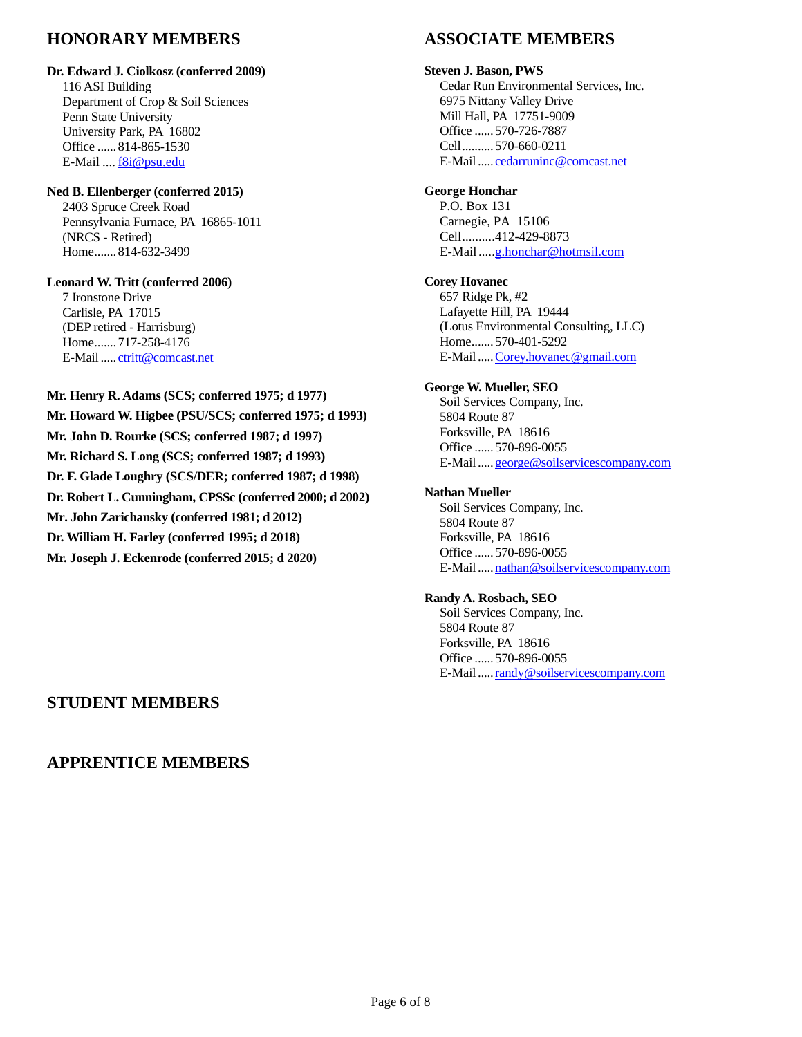## HONORARY MEMBERS

**Dr. Edward J. Ciolkosz (conferred 2009)**
116 ASI Building
Department of Crop & Soil Sciences
Penn State University
University Park, PA 16802
Office ...... 814-865-1530
E-Mail .... f8i@psu.edu

**Ned B. Ellenberger (conferred 2015)**
2403 Spruce Creek Road
Pennsylvania Furnace, PA 16865-1011
(NRCS - Retired)
Home....... 814-632-3499

**Leonard W. Tritt (conferred 2006)**
7 Ironstone Drive
Carlisle, PA 17015
(DEP retired - Harrisburg)
Home....... 717-258-4176
E-Mail ..... ctritt@comcast.net

**Mr. Henry R. Adams (SCS; conferred 1975; d 1977)**

**Mr. Howard W. Higbee (PSU/SCS; conferred 1975; d 1993)**

**Mr. John D. Rourke (SCS; conferred 1987; d 1997)**

**Mr. Richard S. Long (SCS; conferred 1987; d 1993)**

**Dr. F. Glade Loughry (SCS/DER; conferred 1987; d 1998)**

**Dr. Robert L. Cunningham, CPSSc (conferred 2000; d 2002)**

**Mr. John Zarichansky (conferred 1981; d 2012)**

**Dr. William H. Farley (conferred 1995; d 2018)**

**Mr. Joseph J. Eckenrode (conferred 2015; d 2020)**

## ASSOCIATE MEMBERS

**Steven J. Bason, PWS**
Cedar Run Environmental Services, Inc.
6975 Nittany Valley Drive
Mill Hall, PA 17751-9009
Office ...... 570-726-7887
Cell.......... 570-660-0211
E-Mail ..... cedarruninc@comcast.net

**George Honchar**
P.O. Box 131
Carnegie, PA 15106
Cell..........412-429-8873
E-Mail .....g.honchar@hotmsil.com

**Corey Hovanec**
657 Ridge Pk, #2
Lafayette Hill, PA 19444
(Lotus Environmental Consulting, LLC)
Home....... 570-401-5292
E-Mail ..... Corey.hovanec@gmail.com

**George W. Mueller, SEO**
Soil Services Company, Inc.
5804 Route 87
Forksville, PA 18616
Office ...... 570-896-0055
E-Mail ..... george@soilservicescompany.com

**Nathan Mueller**
Soil Services Company, Inc.
5804 Route 87
Forksville, PA 18616
Office ...... 570-896-0055
E-Mail ..... nathan@soilservicescompany.com

**Randy A. Rosbach, SEO**
Soil Services Company, Inc.
5804 Route 87
Forksville, PA 18616
Office ...... 570-896-0055
E-Mail ..... randy@soilservicescompany.com

## STUDENT MEMBERS

## APPRENTICE MEMBERS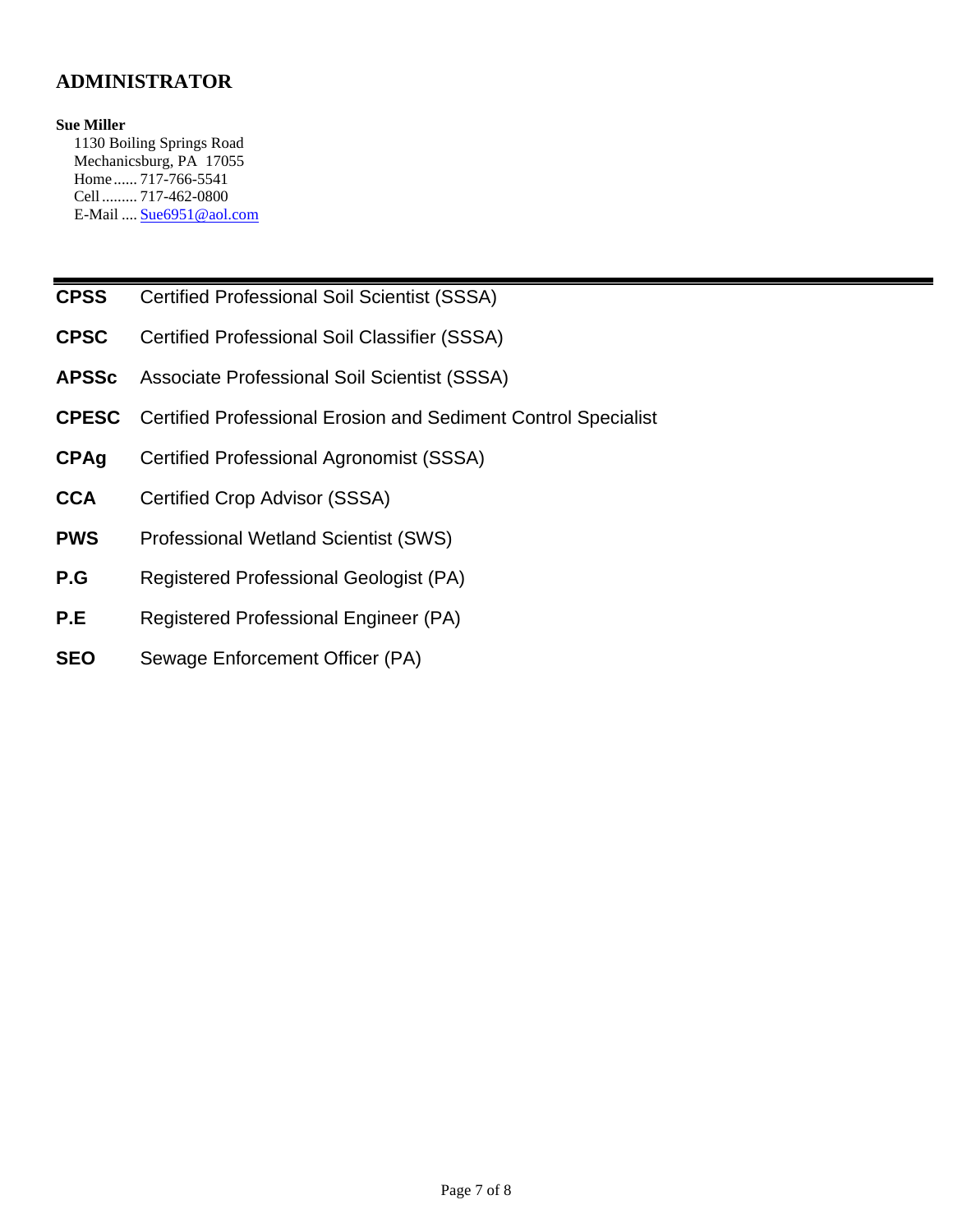## ADMINISTRATOR

**Sue Miller**
1130 Boiling Springs Road
Mechanicsburg, PA 17055
Home ...... 717-766-5541
Cell ......... 717-462-0800
E-Mail .... Sue6951@aol.com

---

| | |
|---|---|
| **CPSS** | Certified Professional Soil Scientist (SSSA) |
| **CPSC** | Certified Professional Soil Classifier (SSSA) |
| **APSSc** | Associate Professional Soil Scientist (SSSA) |
| **CPESC** | Certified Professional Erosion and Sediment Control Specialist |
| **CPAg** | Certified Professional Agronomist (SSSA) |
| **CCA** | Certified Crop Advisor (SSSA) |
| **PWS** | Professional Wetland Scientist (SWS) |
| **P.G** | Registered Professional Geologist (PA) |
| **P.E** | Registered Professional Engineer (PA) |
| **SEO** | Sewage Enforcement Officer (PA) |